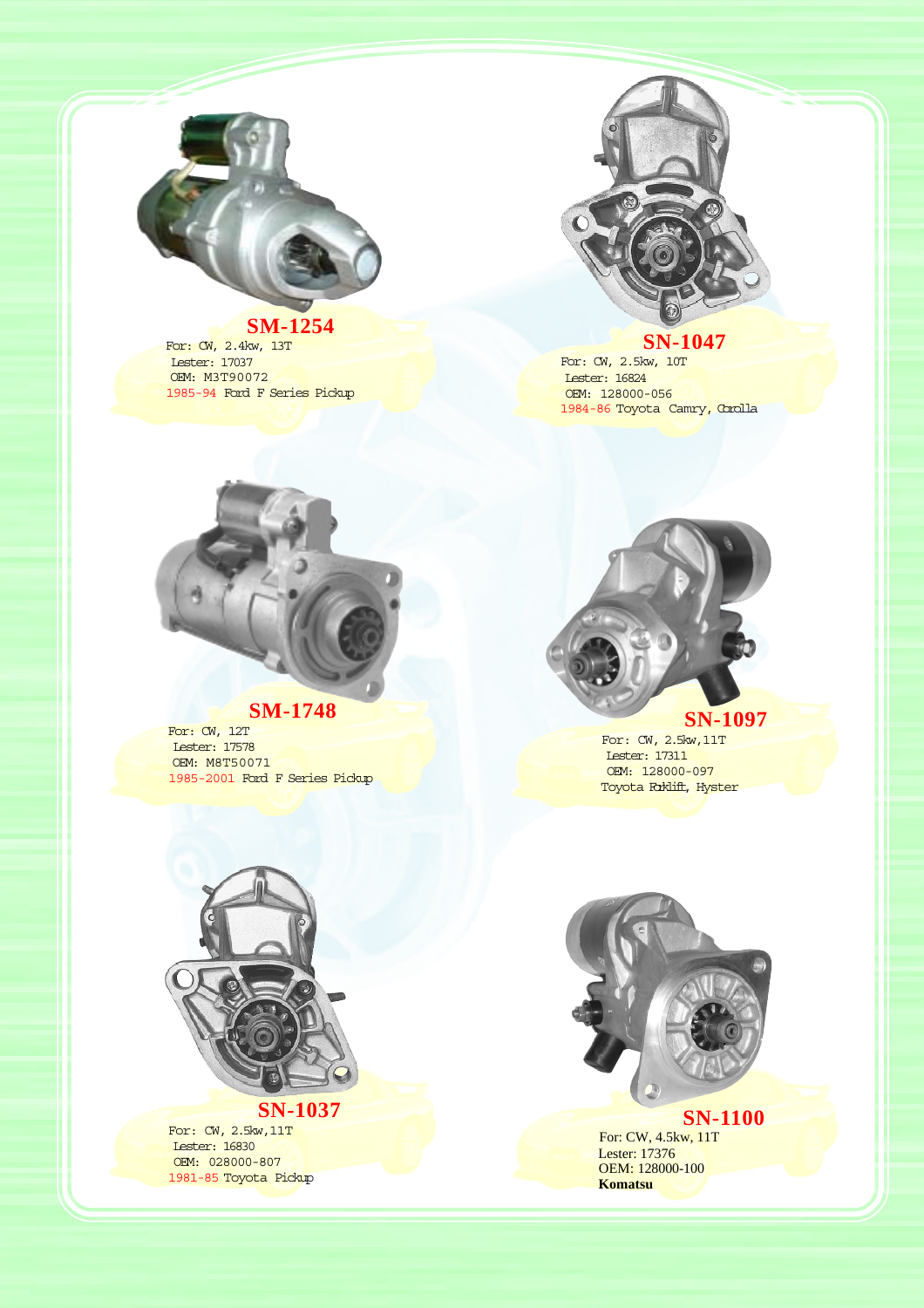## SM-1254

For: CW, 2.4kw, 13T
Lester: 17037
OEM: M3T90072
1985-94 Ford F Series Pickup

## SN-1047

For: CW, 2.5kw, 10T
Lester: 16824
OEM: 128000-056
1984-86 Toyota Camry, Corolla

## SM-1748

For: CW, 12T
Lester: 17578
OEM: M8T50071
1985-2001 Ford F Series Pickup

## SN-1097

For: CW, 2.5kw,11T
Lester: 17311
OEM: 128000-097
Toyota Forklift, Hyster

## SN-1037

For: CW, 2.5kw,11T
Lester: 16830
OEM: 028000-807
1981-85 Toyota Pickup

## SN-1100

For: CW, 4.5kw, 11T
Lester: 17376
OEM: 128000-100
**Komatsu**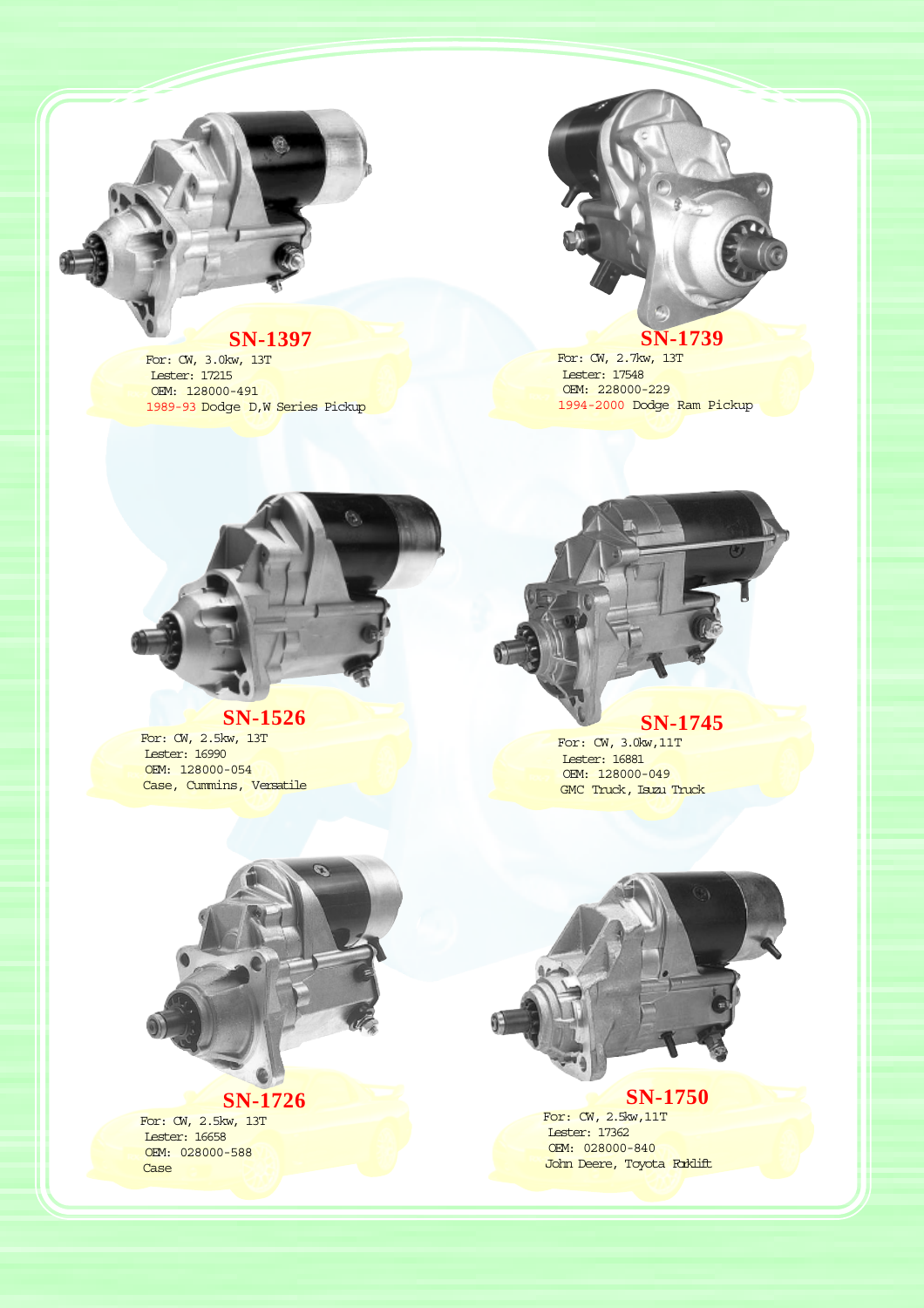## SN-1397

For: CW, 3.0kw, 13T
Lester: 17215
OEM: 128000-491
1989-93 Dodge D,W Series Pickup

## SN-1739

For: CW, 2.7kw, 13T
Lester: 17548
OEM: 228000-229
1994-2000 Dodge Ram Pickup

## SN-1526

For: CW, 2.5kw, 13T
Lester: 16990
OEM: 128000-054
Case, Cummins, Versatile

## SN-1745

For: CW, 3.0kw,11T
Lester: 16881
OEM: 128000-049
GMC Truck, Isuzu Truck

## SN-1726

For: CW, 2.5kw, 13T
Lester: 16658
OEM: 028000-588
Case

## SN-1750

For: CW, 2.5kw,11T
Lester: 17362
OEM: 028000-840
John Deere, Toyota Forklift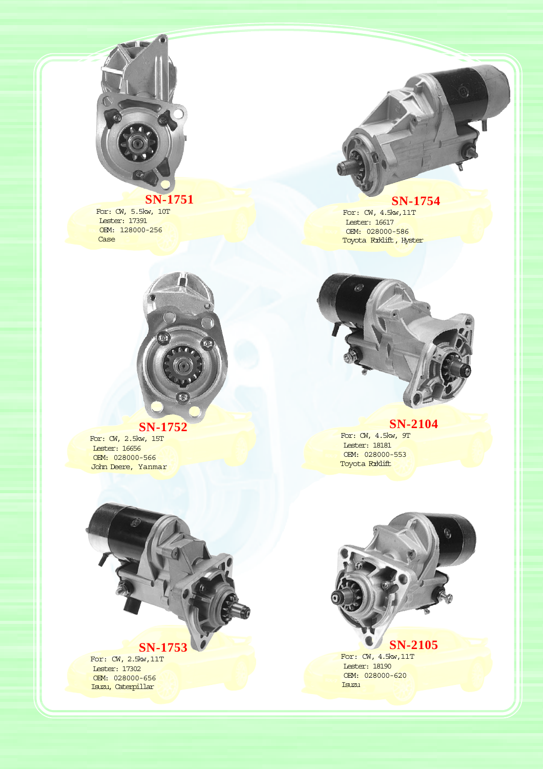## SN-1751

For: CW, 5.5kw, 10T
Lester: 17391
OEM: 128000-256
Case

## SN-1754

For: CW, 4.5kw,11T
Lester: 16617
OEM: 028000-586
Toyota Forklift, Hyster

## SN-1752

For: CW, 2.5kw, 15T
Lester: 16656
OEM: 028000-566
John Deere, Yanmar

## SN-2104

For: CW, 4.5kw, 9T
Lester: 18181
OEM: 028000-553
Toyota Forklift

## SN-1753

For: CW, 2.5kw,11T
Lester: 17302
OEM: 028000-656
Isuzu, Caterpillar

## SN-2105

For: CW, 4.5kw,11T
Lester: 18190
OEM: 028000-620
Isuzu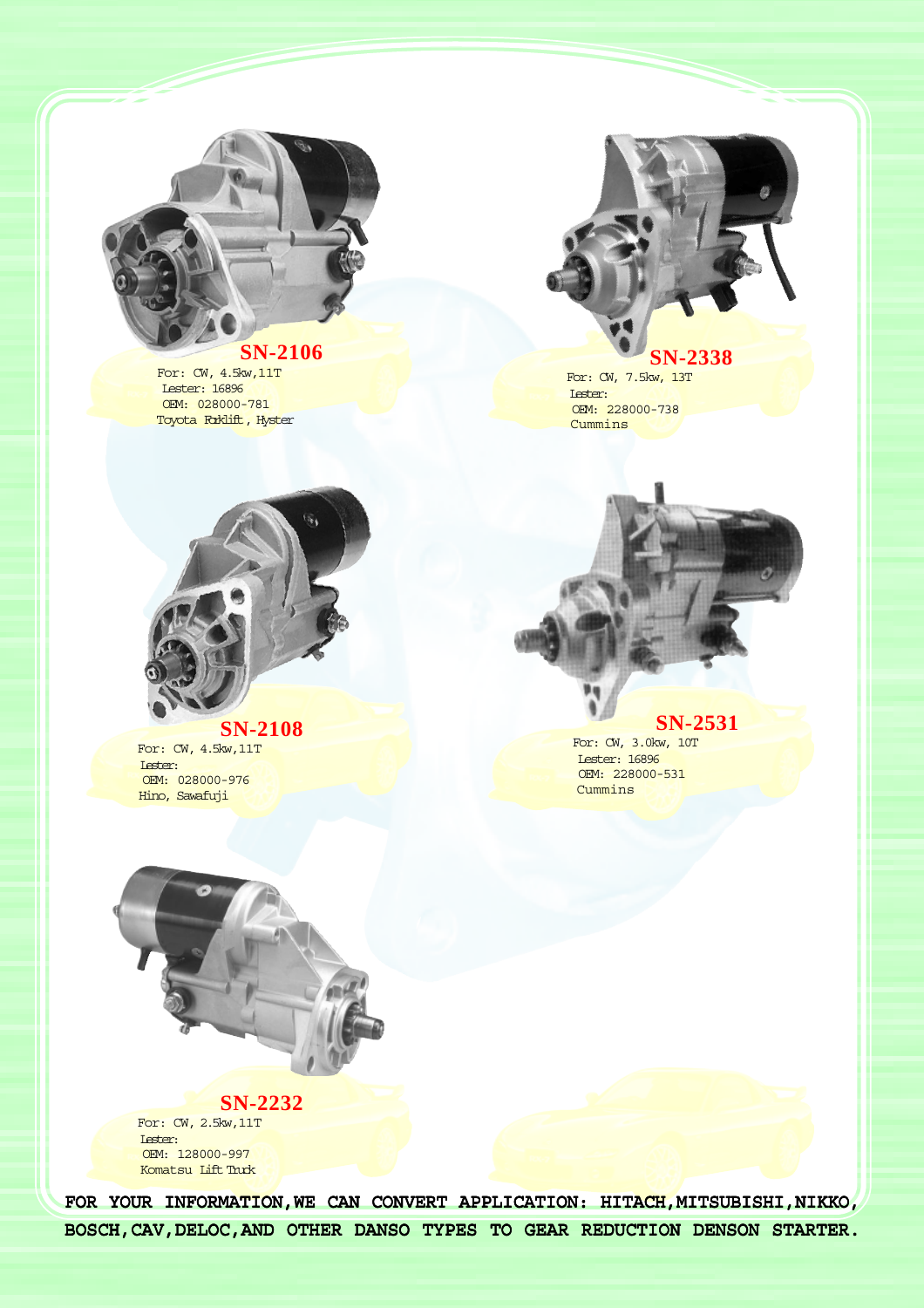## SN-2106

For: CW, 4.5kw,11T
Lester: 16896
OEM: 028000-781
Toyota Forklift , Hyster

## SN-2338

For: CW, 7.5kw, 13T
Lester:
OEM: 228000-738
Cummins

## SN-2108

For: CW, 4.5kw,11T
Lester:
OEM: 028000-976
Hino, Sawafuji

## SN-2531

For: CW, 3.0kw, 10T
Lester: 16896
OEM: 228000-531
Cummins

## SN-2232

For: CW, 2.5kw,11T
Lester:
OEM: 128000-997
Komatsu Lift Truk

**FOR YOUR INFORMATION,WE CAN CONVERT APPLICATION: HITACH,MITSUBISHI,NIKKO, BOSCH,CAV,DELOC,AND OTHER DANSO TYPES TO GEAR REDUCTION DENSON STARTER.**